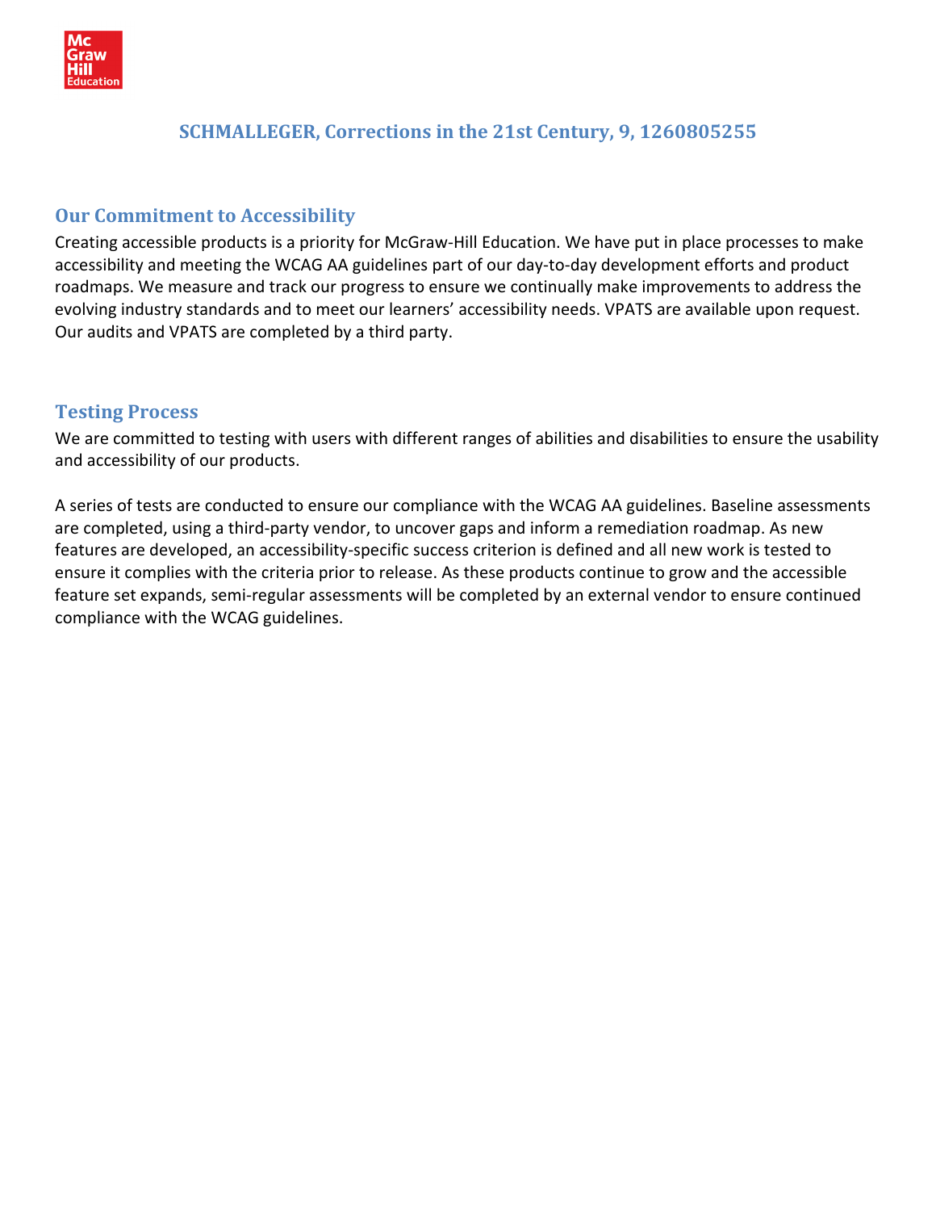# SCHMALLEGER, Corrections in the 21st Century, 9, 1260805255

## Our Commitment to Accessibility

Creating accessible products is a priority for McGraw-Hill Education. We have put in place processes to make accessibility and meeting the WCAG AA guidelines part of our day-to-day development efforts and product roadmaps. We measure and track our progress to ensure we continually make improvements to address the evolving industry standards and to meet our learners' accessibility needs. VPATS are available upon request. Our audits and VPATS are completed by a third party.

## Testing Process

We are committed to testing with users with different ranges of abilities and disabilities to ensure the usability and accessibility of our products.

A series of tests are conducted to ensure our compliance with the WCAG AA guidelines. Baseline assessments are completed, using a third-party vendor, to uncover gaps and inform a remediation roadmap. As new features are developed, an accessibility-specific success criterion is defined and all new work is tested to ensure it complies with the criteria prior to release. As these products continue to grow and the accessible feature set expands, semi-regular assessments will be completed by an external vendor to ensure continued compliance with the WCAG guidelines.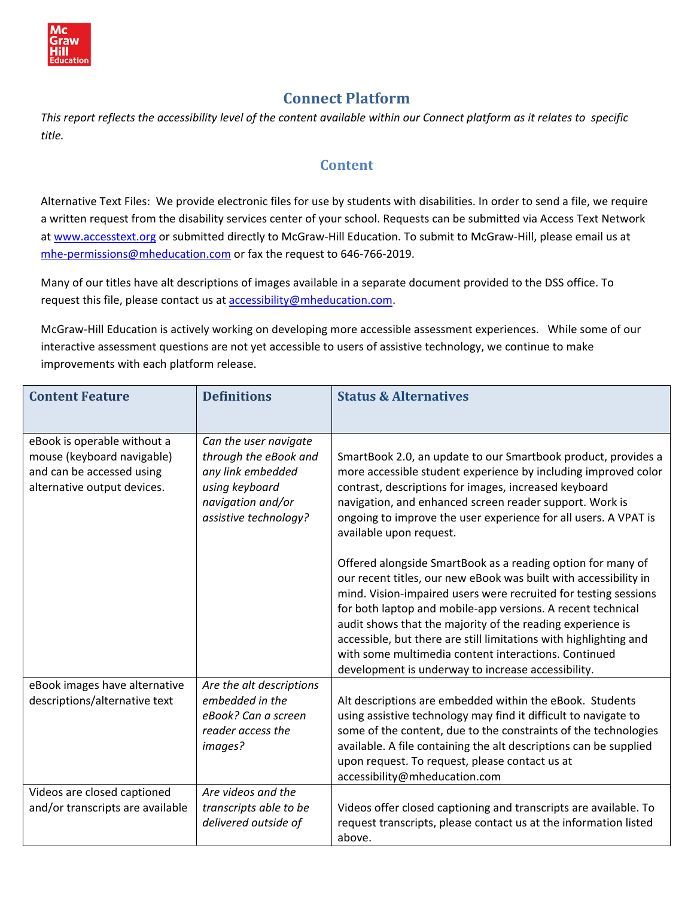## Connect Platform

*This report reflects the accessibility level of the content available within our Connect platform as it relates to specific title.*

### Content

Alternative Text Files: We provide electronic files for use by students with disabilities. In order to send a file, we require a written request from the disability services center of your school. Requests can be submitted via Access Text Network at [www.accesstext.org](http://www.accesstext.org) or submitted directly to McGraw-Hill Education. To submit to McGraw-Hill, please email us at [mhe-permissions@mheducation.com](mailto:mhe-permissions@mheducation.com) or fax the request to 646-766-2019.

Many of our titles have alt descriptions of images available in a separate document provided to the DSS office. To request this file, please contact us at [accessibility@mheducation.com](mailto:accessibility@mheducation.com).

McGraw-Hill Education is actively working on developing more accessible assessment experiences. While some of our interactive assessment questions are not yet accessible to users of assistive technology, we continue to make improvements with each platform release.

| Content Feature | Definitions | Status & Alternatives |
|---|---|---|
| eBook is operable without a mouse (keyboard navigable) and can be accessed using alternative output devices. | *Can the user navigate through the eBook and any link embedded using keyboard navigation and/or assistive technology?* | SmartBook 2.0, an update to our Smartbook product, provides a more accessible student experience by including improved color contrast, descriptions for images, increased keyboard navigation, and enhanced screen reader support. Work is ongoing to improve the user experience for all users. A VPAT is available upon request.<br><br>Offered alongside SmartBook as a reading option for many of our recent titles, our new eBook was built with accessibility in mind. Vision-impaired users were recruited for testing sessions for both laptop and mobile-app versions. A recent technical audit shows that the majority of the reading experience is accessible, but there are still limitations with highlighting and with some multimedia content interactions. Continued development is underway to increase accessibility. |
| eBook images have alternative descriptions/alternative text | *Are the alt descriptions embedded in the eBook? Can a screen reader access the images?* | Alt descriptions are embedded within the eBook. Students using assistive technology may find it difficult to navigate to some of the content, due to the constraints of the technologies available. A file containing the alt descriptions can be supplied upon request. To request, please contact us at accessibility@mheducation.com |
| Videos are closed captioned and/or transcripts are available | *Are videos and the transcripts able to be delivered outside of* | Videos offer closed captioning and transcripts are available. To request transcripts, please contact us at the information listed above. |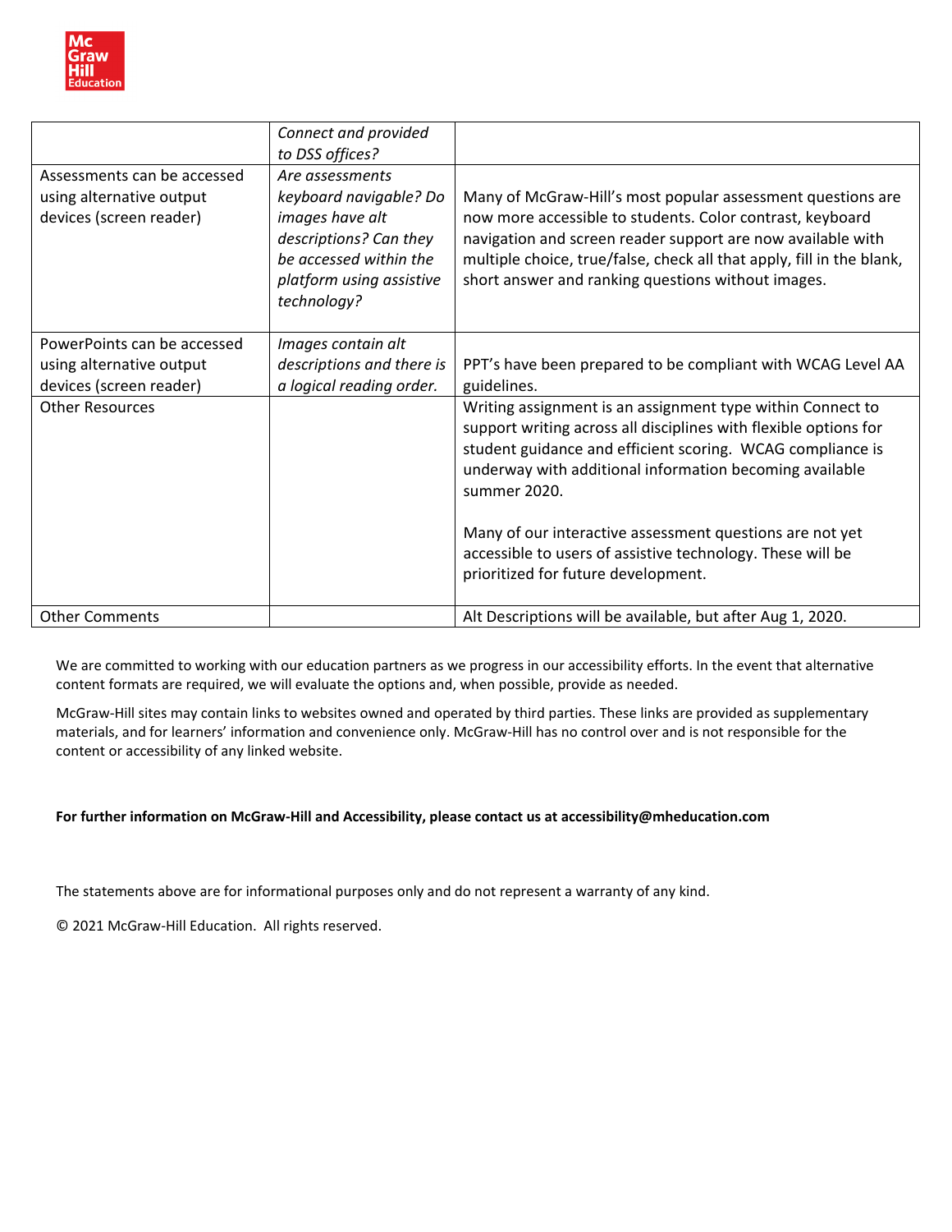| | | |
|---|---|---|
| | *Connect and provided to DSS offices?* | |
| Assessments can be accessed using alternative output devices (screen reader) | *Are assessments keyboard navigable? Do images have alt descriptions? Can they be accessed within the platform using assistive technology?* | Many of McGraw-Hill's most popular assessment questions are now more accessible to students. Color contrast, keyboard navigation and screen reader support are now available with multiple choice, true/false, check all that apply, fill in the blank, short answer and ranking questions without images. |
| PowerPoints can be accessed using alternative output devices (screen reader) | *Images contain alt descriptions and there is a logical reading order.* | PPT's have been prepared to be compliant with WCAG Level AA guidelines. |
| Other Resources | | Writing assignment is an assignment type within Connect to support writing across all disciplines with flexible options for student guidance and efficient scoring. WCAG compliance is underway with additional information becoming available summer 2020.<br><br>Many of our interactive assessment questions are not yet accessible to users of assistive technology. These will be prioritized for future development. |
| Other Comments | | Alt Descriptions will be available, but after Aug 1, 2020. |

We are committed to working with our education partners as we progress in our accessibility efforts. In the event that alternative content formats are required, we will evaluate the options and, when possible, provide as needed.

McGraw-Hill sites may contain links to websites owned and operated by third parties. These links are provided as supplementary materials, and for learners' information and convenience only. McGraw-Hill has no control over and is not responsible for the content or accessibility of any linked website.

**For further information on McGraw-Hill and Accessibility, please contact us at accessibility@mheducation.com**

The statements above are for informational purposes only and do not represent a warranty of any kind.

© 2021 McGraw-Hill Education. All rights reserved.